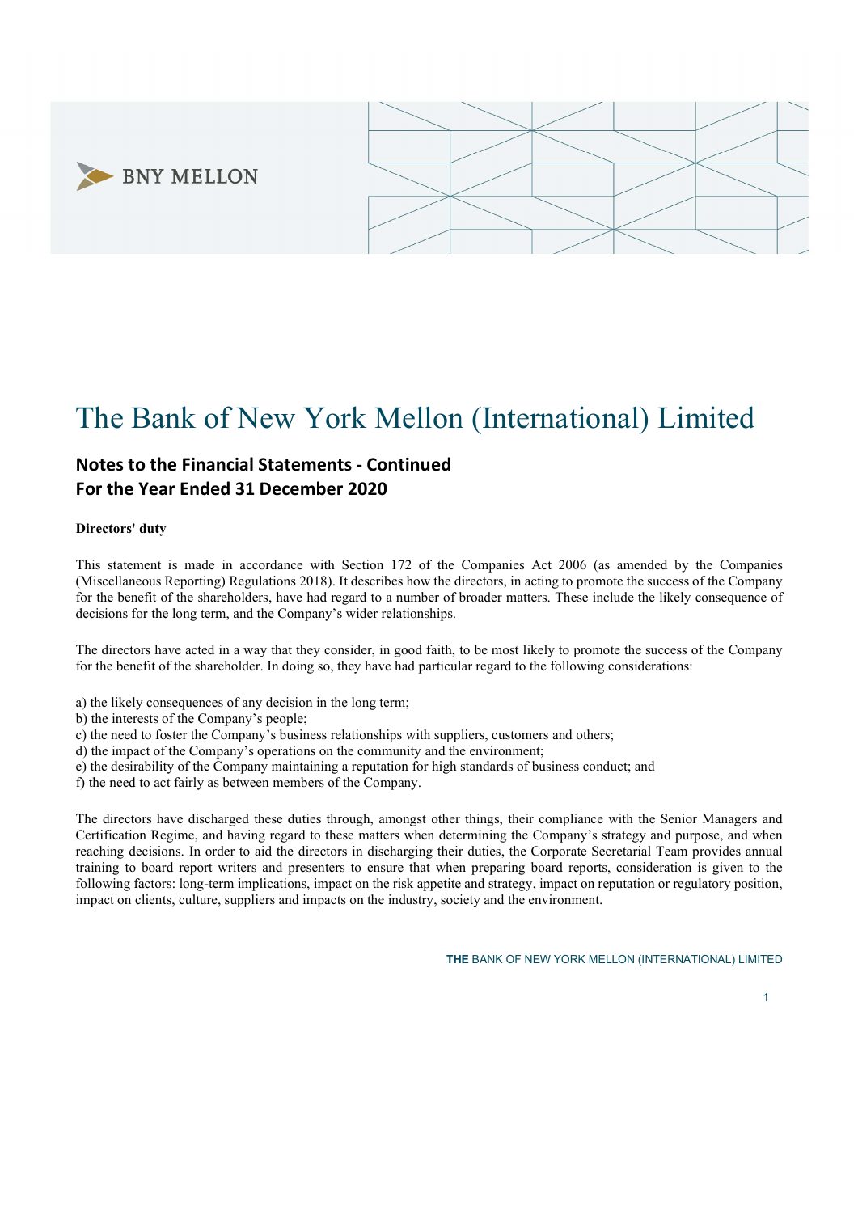# The Bank of New York Mellon (International) Limited

## Notes to the Financial Statements - Continued
## For the Year Ended 31 December 2020

**Directors' duty**

This statement is made in accordance with Section 172 of the Companies Act 2006 (as amended by the Companies (Miscellaneous Reporting) Regulations 2018). It describes how the directors, in acting to promote the success of the Company for the benefit of the shareholders, have had regard to a number of broader matters. These include the likely consequence of decisions for the long term, and the Company's wider relationships.

The directors have acted in a way that they consider, in good faith, to be most likely to promote the success of the Company for the benefit of the shareholder. In doing so, they have had particular regard to the following considerations:

a) the likely consequences of any decision in the long term;
b) the interests of the Company's people;
c) the need to foster the Company's business relationships with suppliers, customers and others;
d) the impact of the Company's operations on the community and the environment;
e) the desirability of the Company maintaining a reputation for high standards of business conduct; and
f) the need to act fairly as between members of the Company.

The directors have discharged these duties through, amongst other things, their compliance with the Senior Managers and Certification Regime, and having regard to these matters when determining the Company's strategy and purpose, and when reaching decisions. In order to aid the directors in discharging their duties, the Corporate Secretarial Team provides annual training to board report writers and presenters to ensure that when preparing board reports, consideration is given to the following factors: long-term implications, impact on the risk appetite and strategy, impact on reputation or regulatory position, impact on clients, culture, suppliers and impacts on the industry, society and the environment.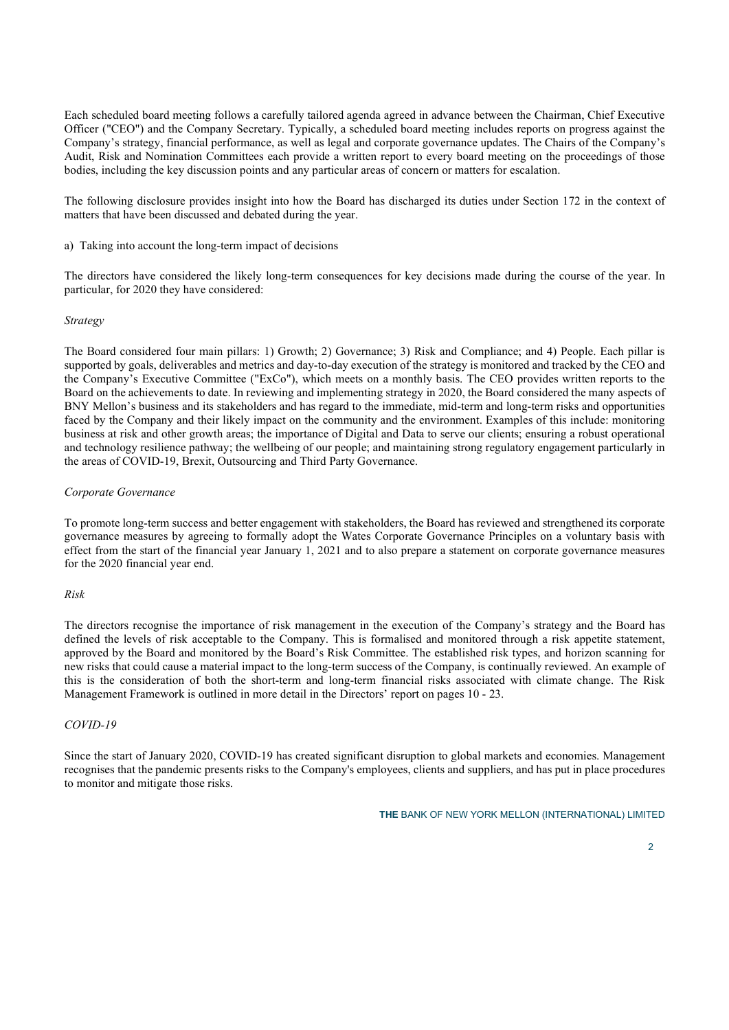Each scheduled board meeting follows a carefully tailored agenda agreed in advance between the Chairman, Chief Executive Officer ("CEO") and the Company Secretary. Typically, a scheduled board meeting includes reports on progress against the Company's strategy, financial performance, as well as legal and corporate governance updates. The Chairs of the Company's Audit, Risk and Nomination Committees each provide a written report to every board meeting on the proceedings of those bodies, including the key discussion points and any particular areas of concern or matters for escalation.

The following disclosure provides insight into how the Board has discharged its duties under Section 172 in the context of matters that have been discussed and debated during the year.

a) Taking into account the long-term impact of decisions

The directors have considered the likely long-term consequences for key decisions made during the course of the year. In particular, for 2020 they have considered:

*Strategy*

The Board considered four main pillars: 1) Growth; 2) Governance; 3) Risk and Compliance; and 4) People. Each pillar is supported by goals, deliverables and metrics and day-to-day execution of the strategy is monitored and tracked by the CEO and the Company's Executive Committee ("ExCo"), which meets on a monthly basis. The CEO provides written reports to the Board on the achievements to date. In reviewing and implementing strategy in 2020, the Board considered the many aspects of BNY Mellon's business and its stakeholders and has regard to the immediate, mid-term and long-term risks and opportunities faced by the Company and their likely impact on the community and the environment. Examples of this include: monitoring business at risk and other growth areas; the importance of Digital and Data to serve our clients; ensuring a robust operational and technology resilience pathway; the wellbeing of our people; and maintaining strong regulatory engagement particularly in the areas of COVID-19, Brexit, Outsourcing and Third Party Governance.

*Corporate Governance*

To promote long-term success and better engagement with stakeholders, the Board has reviewed and strengthened its corporate governance measures by agreeing to formally adopt the Wates Corporate Governance Principles on a voluntary basis with effect from the start of the financial year January 1, 2021 and to also prepare a statement on corporate governance measures for the 2020 financial year end.

*Risk*

The directors recognise the importance of risk management in the execution of the Company's strategy and the Board has defined the levels of risk acceptable to the Company. This is formalised and monitored through a risk appetite statement, approved by the Board and monitored by the Board's Risk Committee. The established risk types, and horizon scanning for new risks that could cause a material impact to the long-term success of the Company, is continually reviewed. An example of this is the consideration of both the short-term and long-term financial risks associated with climate change. The Risk Management Framework is outlined in more detail in the Directors' report on pages 10 - 23.

*COVID-19*

Since the start of January 2020, COVID-19 has created significant disruption to global markets and economies. Management recognises that the pandemic presents risks to the Company's employees, clients and suppliers, and has put in place procedures to monitor and mitigate those risks.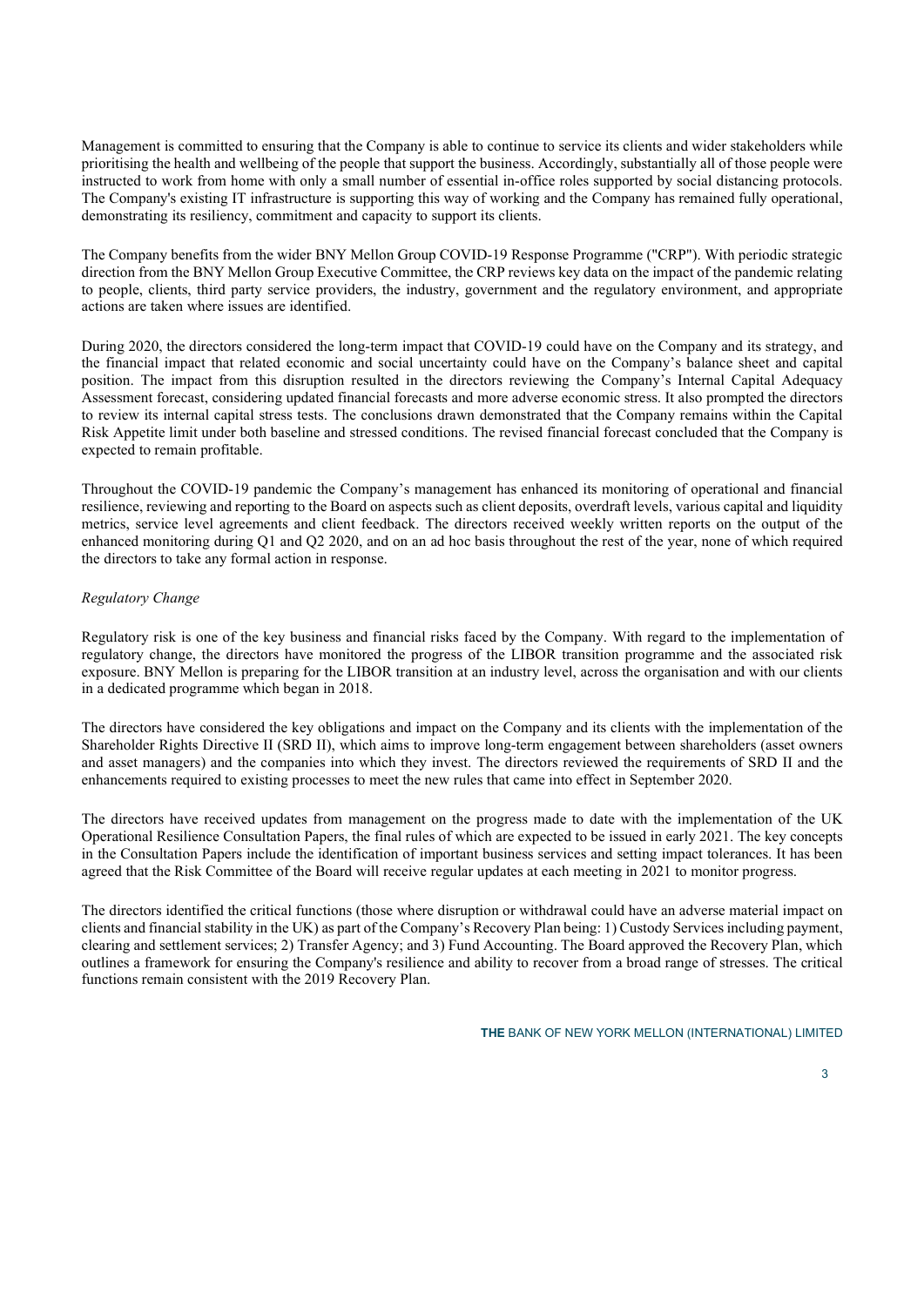Management is committed to ensuring that the Company is able to continue to service its clients and wider stakeholders while prioritising the health and wellbeing of the people that support the business. Accordingly, substantially all of those people were instructed to work from home with only a small number of essential in-office roles supported by social distancing protocols. The Company's existing IT infrastructure is supporting this way of working and the Company has remained fully operational, demonstrating its resiliency, commitment and capacity to support its clients.

The Company benefits from the wider BNY Mellon Group COVID-19 Response Programme ("CRP"). With periodic strategic direction from the BNY Mellon Group Executive Committee, the CRP reviews key data on the impact of the pandemic relating to people, clients, third party service providers, the industry, government and the regulatory environment, and appropriate actions are taken where issues are identified.

During 2020, the directors considered the long-term impact that COVID-19 could have on the Company and its strategy, and the financial impact that related economic and social uncertainty could have on the Company's balance sheet and capital position. The impact from this disruption resulted in the directors reviewing the Company's Internal Capital Adequacy Assessment forecast, considering updated financial forecasts and more adverse economic stress. It also prompted the directors to review its internal capital stress tests. The conclusions drawn demonstrated that the Company remains within the Capital Risk Appetite limit under both baseline and stressed conditions. The revised financial forecast concluded that the Company is expected to remain profitable.

Throughout the COVID-19 pandemic the Company's management has enhanced its monitoring of operational and financial resilience, reviewing and reporting to the Board on aspects such as client deposits, overdraft levels, various capital and liquidity metrics, service level agreements and client feedback. The directors received weekly written reports on the output of the enhanced monitoring during Q1 and Q2 2020, and on an ad hoc basis throughout the rest of the year, none of which required the directors to take any formal action in response.

*Regulatory Change*

Regulatory risk is one of the key business and financial risks faced by the Company. With regard to the implementation of regulatory change, the directors have monitored the progress of the LIBOR transition programme and the associated risk exposure. BNY Mellon is preparing for the LIBOR transition at an industry level, across the organisation and with our clients in a dedicated programme which began in 2018.

The directors have considered the key obligations and impact on the Company and its clients with the implementation of the Shareholder Rights Directive II (SRD II), which aims to improve long-term engagement between shareholders (asset owners and asset managers) and the companies into which they invest. The directors reviewed the requirements of SRD II and the enhancements required to existing processes to meet the new rules that came into effect in September 2020.

The directors have received updates from management on the progress made to date with the implementation of the UK Operational Resilience Consultation Papers, the final rules of which are expected to be issued in early 2021. The key concepts in the Consultation Papers include the identification of important business services and setting impact tolerances. It has been agreed that the Risk Committee of the Board will receive regular updates at each meeting in 2021 to monitor progress.

The directors identified the critical functions (those where disruption or withdrawal could have an adverse material impact on clients and financial stability in the UK) as part of the Company's Recovery Plan being: 1) Custody Services including payment, clearing and settlement services; 2) Transfer Agency; and 3) Fund Accounting. The Board approved the Recovery Plan, which outlines a framework for ensuring the Company's resilience and ability to recover from a broad range of stresses. The critical functions remain consistent with the 2019 Recovery Plan.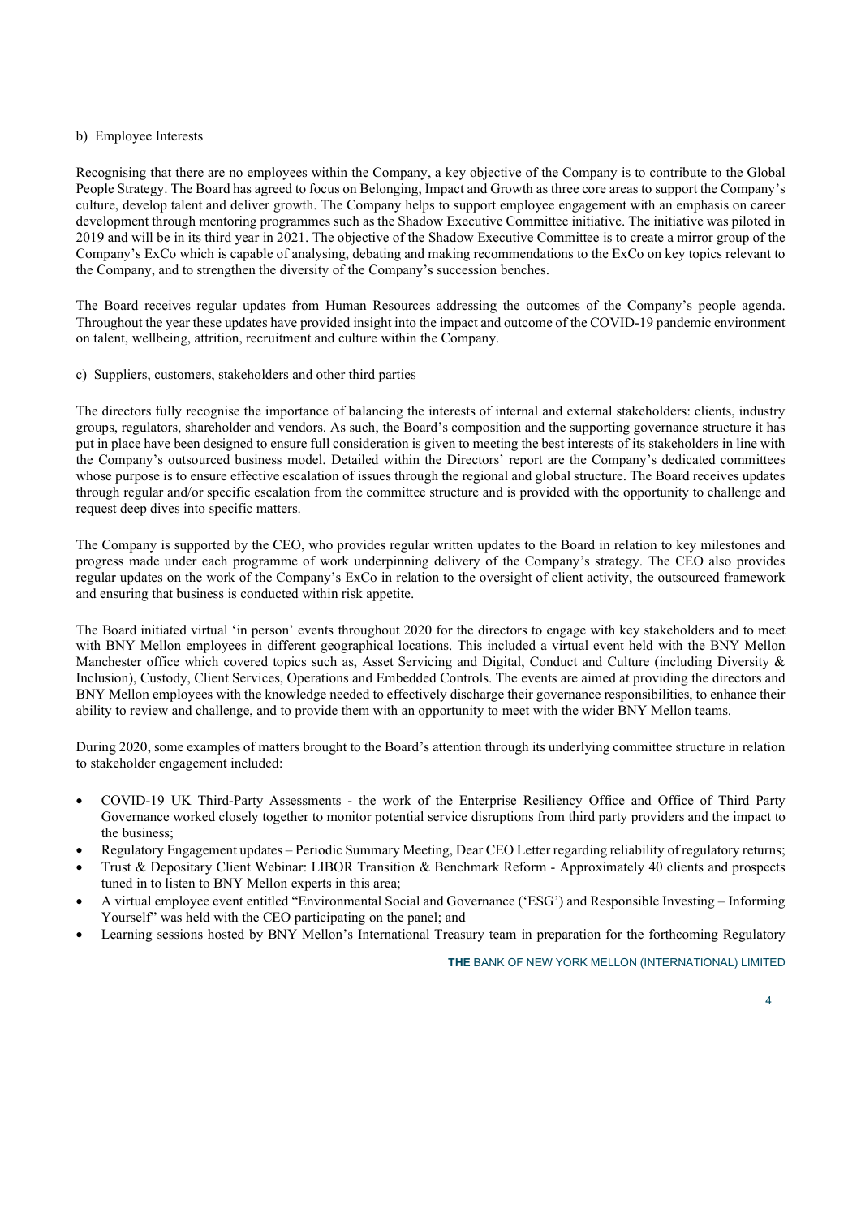b) Employee Interests

Recognising that there are no employees within the Company, a key objective of the Company is to contribute to the Global People Strategy. The Board has agreed to focus on Belonging, Impact and Growth as three core areas to support the Company's culture, develop talent and deliver growth. The Company helps to support employee engagement with an emphasis on career development through mentoring programmes such as the Shadow Executive Committee initiative. The initiative was piloted in 2019 and will be in its third year in 2021. The objective of the Shadow Executive Committee is to create a mirror group of the Company's ExCo which is capable of analysing, debating and making recommendations to the ExCo on key topics relevant to the Company, and to strengthen the diversity of the Company's succession benches.

The Board receives regular updates from Human Resources addressing the outcomes of the Company's people agenda. Throughout the year these updates have provided insight into the impact and outcome of the COVID-19 pandemic environment on talent, wellbeing, attrition, recruitment and culture within the Company.

c) Suppliers, customers, stakeholders and other third parties

The directors fully recognise the importance of balancing the interests of internal and external stakeholders: clients, industry groups, regulators, shareholder and vendors. As such, the Board's composition and the supporting governance structure it has put in place have been designed to ensure full consideration is given to meeting the best interests of its stakeholders in line with the Company's outsourced business model. Detailed within the Directors' report are the Company's dedicated committees whose purpose is to ensure effective escalation of issues through the regional and global structure. The Board receives updates through regular and/or specific escalation from the committee structure and is provided with the opportunity to challenge and request deep dives into specific matters.

The Company is supported by the CEO, who provides regular written updates to the Board in relation to key milestones and progress made under each programme of work underpinning delivery of the Company's strategy. The CEO also provides regular updates on the work of the Company's ExCo in relation to the oversight of client activity, the outsourced framework and ensuring that business is conducted within risk appetite.

The Board initiated virtual 'in person' events throughout 2020 for the directors to engage with key stakeholders and to meet with BNY Mellon employees in different geographical locations. This included a virtual event held with the BNY Mellon Manchester office which covered topics such as, Asset Servicing and Digital, Conduct and Culture (including Diversity & Inclusion), Custody, Client Services, Operations and Embedded Controls. The events are aimed at providing the directors and BNY Mellon employees with the knowledge needed to effectively discharge their governance responsibilities, to enhance their ability to review and challenge, and to provide them with an opportunity to meet with the wider BNY Mellon teams.

During 2020, some examples of matters brought to the Board's attention through its underlying committee structure in relation to stakeholder engagement included:

- COVID-19 UK Third-Party Assessments - the work of the Enterprise Resiliency Office and Office of Third Party Governance worked closely together to monitor potential service disruptions from third party providers and the impact to the business;
- Regulatory Engagement updates – Periodic Summary Meeting, Dear CEO Letter regarding reliability of regulatory returns;
- Trust & Depositary Client Webinar: LIBOR Transition & Benchmark Reform - Approximately 40 clients and prospects tuned in to listen to BNY Mellon experts in this area;
- A virtual employee event entitled "Environmental Social and Governance ('ESG') and Responsible Investing – Informing Yourself" was held with the CEO participating on the panel; and
- Learning sessions hosted by BNY Mellon's International Treasury team in preparation for the forthcoming Regulatory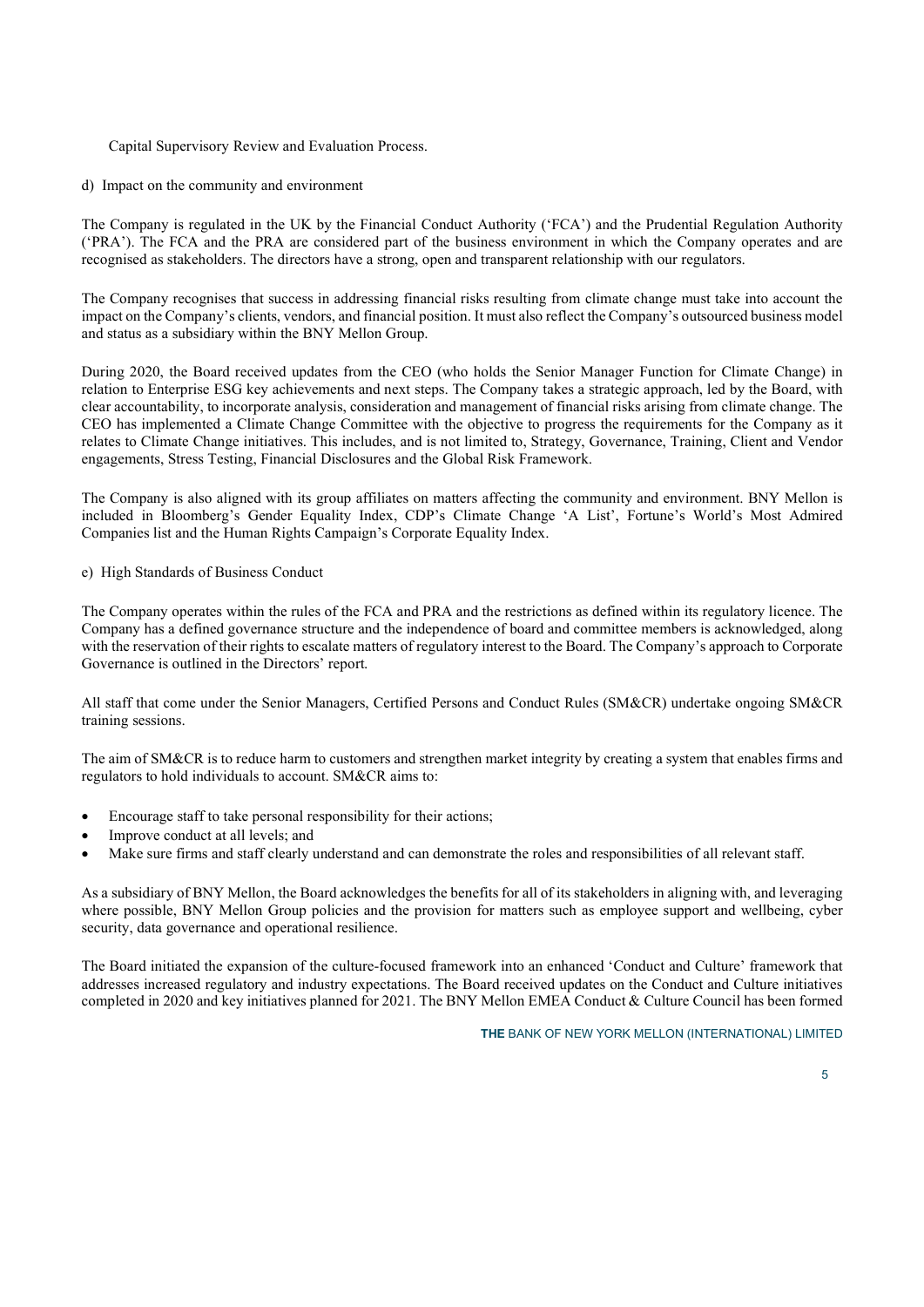Capital Supervisory Review and Evaluation Process.

d) Impact on the community and environment

The Company is regulated in the UK by the Financial Conduct Authority ('FCA') and the Prudential Regulation Authority ('PRA'). The FCA and the PRA are considered part of the business environment in which the Company operates and are recognised as stakeholders. The directors have a strong, open and transparent relationship with our regulators.

The Company recognises that success in addressing financial risks resulting from climate change must take into account the impact on the Company's clients, vendors, and financial position. It must also reflect the Company's outsourced business model and status as a subsidiary within the BNY Mellon Group.

During 2020, the Board received updates from the CEO (who holds the Senior Manager Function for Climate Change) in relation to Enterprise ESG key achievements and next steps. The Company takes a strategic approach, led by the Board, with clear accountability, to incorporate analysis, consideration and management of financial risks arising from climate change. The CEO has implemented a Climate Change Committee with the objective to progress the requirements for the Company as it relates to Climate Change initiatives. This includes, and is not limited to, Strategy, Governance, Training, Client and Vendor engagements, Stress Testing, Financial Disclosures and the Global Risk Framework.

The Company is also aligned with its group affiliates on matters affecting the community and environment. BNY Mellon is included in Bloomberg's Gender Equality Index, CDP's Climate Change 'A List', Fortune's World's Most Admired Companies list and the Human Rights Campaign's Corporate Equality Index.

e) High Standards of Business Conduct

The Company operates within the rules of the FCA and PRA and the restrictions as defined within its regulatory licence. The Company has a defined governance structure and the independence of board and committee members is acknowledged, along with the reservation of their rights to escalate matters of regulatory interest to the Board. The Company's approach to Corporate Governance is outlined in the Directors' report.

All staff that come under the Senior Managers, Certified Persons and Conduct Rules (SM&CR) undertake ongoing SM&CR training sessions.

The aim of SM&CR is to reduce harm to customers and strengthen market integrity by creating a system that enables firms and regulators to hold individuals to account. SM&CR aims to:

- Encourage staff to take personal responsibility for their actions;
- Improve conduct at all levels; and
- Make sure firms and staff clearly understand and can demonstrate the roles and responsibilities of all relevant staff.

As a subsidiary of BNY Mellon, the Board acknowledges the benefits for all of its stakeholders in aligning with, and leveraging where possible, BNY Mellon Group policies and the provision for matters such as employee support and wellbeing, cyber security, data governance and operational resilience.

The Board initiated the expansion of the culture-focused framework into an enhanced 'Conduct and Culture' framework that addresses increased regulatory and industry expectations. The Board received updates on the Conduct and Culture initiatives completed in 2020 and key initiatives planned for 2021. The BNY Mellon EMEA Conduct & Culture Council has been formed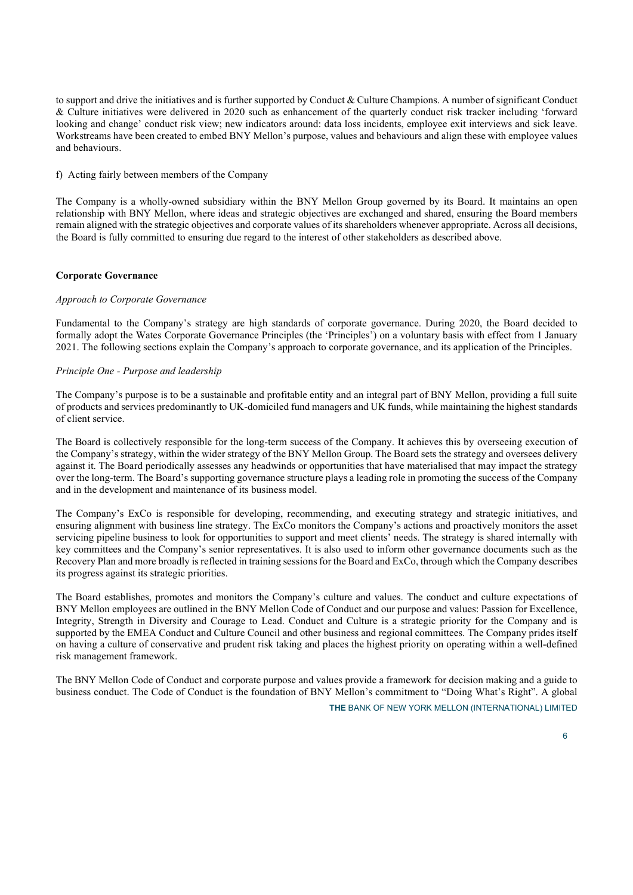to support and drive the initiatives and is further supported by Conduct & Culture Champions. A number of significant Conduct & Culture initiatives were delivered in 2020 such as enhancement of the quarterly conduct risk tracker including 'forward looking and change' conduct risk view; new indicators around: data loss incidents, employee exit interviews and sick leave. Workstreams have been created to embed BNY Mellon's purpose, values and behaviours and align these with employee values and behaviours.

f) Acting fairly between members of the Company

The Company is a wholly-owned subsidiary within the BNY Mellon Group governed by its Board. It maintains an open relationship with BNY Mellon, where ideas and strategic objectives are exchanged and shared, ensuring the Board members remain aligned with the strategic objectives and corporate values of its shareholders whenever appropriate. Across all decisions, the Board is fully committed to ensuring due regard to the interest of other stakeholders as described above.

**Corporate Governance**

*Approach to Corporate Governance*

Fundamental to the Company's strategy are high standards of corporate governance. During 2020, the Board decided to formally adopt the Wates Corporate Governance Principles (the 'Principles') on a voluntary basis with effect from 1 January 2021. The following sections explain the Company's approach to corporate governance, and its application of the Principles.

*Principle One - Purpose and leadership*

The Company's purpose is to be a sustainable and profitable entity and an integral part of BNY Mellon, providing a full suite of products and services predominantly to UK-domiciled fund managers and UK funds, while maintaining the highest standards of client service.

The Board is collectively responsible for the long-term success of the Company. It achieves this by overseeing execution of the Company's strategy, within the wider strategy of the BNY Mellon Group. The Board sets the strategy and oversees delivery against it. The Board periodically assesses any headwinds or opportunities that have materialised that may impact the strategy over the long-term. The Board's supporting governance structure plays a leading role in promoting the success of the Company and in the development and maintenance of its business model.

The Company's ExCo is responsible for developing, recommending, and executing strategy and strategic initiatives, and ensuring alignment with business line strategy. The ExCo monitors the Company's actions and proactively monitors the asset servicing pipeline business to look for opportunities to support and meet clients' needs. The strategy is shared internally with key committees and the Company's senior representatives. It is also used to inform other governance documents such as the Recovery Plan and more broadly is reflected in training sessions for the Board and ExCo, through which the Company describes its progress against its strategic priorities.

The Board establishes, promotes and monitors the Company's culture and values. The conduct and culture expectations of BNY Mellon employees are outlined in the BNY Mellon Code of Conduct and our purpose and values: Passion for Excellence, Integrity, Strength in Diversity and Courage to Lead. Conduct and Culture is a strategic priority for the Company and is supported by the EMEA Conduct and Culture Council and other business and regional committees. The Company prides itself on having a culture of conservative and prudent risk taking and places the highest priority on operating within a well-defined risk management framework.

The BNY Mellon Code of Conduct and corporate purpose and values provide a framework for decision making and a guide to business conduct. The Code of Conduct is the foundation of BNY Mellon's commitment to "Doing What's Right". A global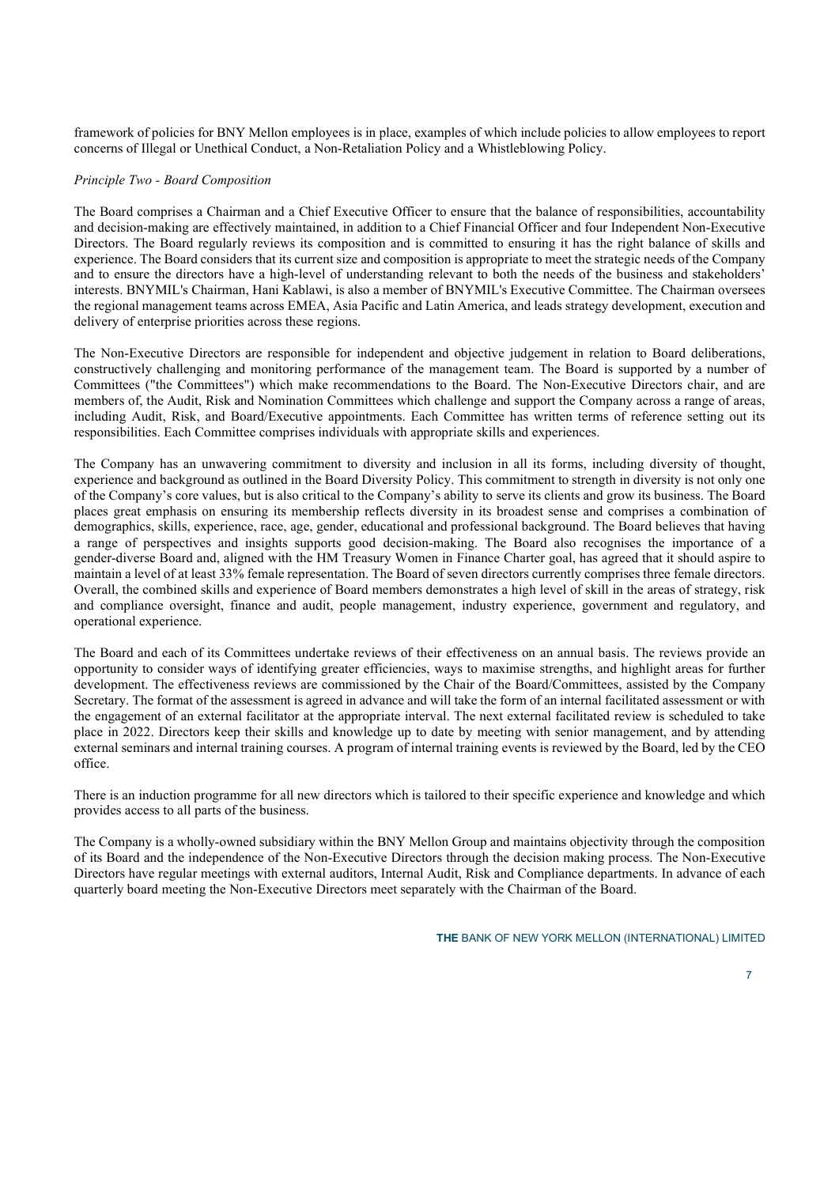framework of policies for BNY Mellon employees is in place, examples of which include policies to allow employees to report concerns of Illegal or Unethical Conduct, a Non-Retaliation Policy and a Whistleblowing Policy.

*Principle Two - Board Composition*

The Board comprises a Chairman and a Chief Executive Officer to ensure that the balance of responsibilities, accountability and decision-making are effectively maintained, in addition to a Chief Financial Officer and four Independent Non-Executive Directors. The Board regularly reviews its composition and is committed to ensuring it has the right balance of skills and experience. The Board considers that its current size and composition is appropriate to meet the strategic needs of the Company and to ensure the directors have a high-level of understanding relevant to both the needs of the business and stakeholders' interests. BNYMIL's Chairman, Hani Kablawi, is also a member of BNYMIL's Executive Committee. The Chairman oversees the regional management teams across EMEA, Asia Pacific and Latin America, and leads strategy development, execution and delivery of enterprise priorities across these regions.

The Non-Executive Directors are responsible for independent and objective judgement in relation to Board deliberations, constructively challenging and monitoring performance of the management team. The Board is supported by a number of Committees ("the Committees") which make recommendations to the Board. The Non-Executive Directors chair, and are members of, the Audit, Risk and Nomination Committees which challenge and support the Company across a range of areas, including Audit, Risk, and Board/Executive appointments. Each Committee has written terms of reference setting out its responsibilities. Each Committee comprises individuals with appropriate skills and experiences.

The Company has an unwavering commitment to diversity and inclusion in all its forms, including diversity of thought, experience and background as outlined in the Board Diversity Policy. This commitment to strength in diversity is not only one of the Company's core values, but is also critical to the Company's ability to serve its clients and grow its business. The Board places great emphasis on ensuring its membership reflects diversity in its broadest sense and comprises a combination of demographics, skills, experience, race, age, gender, educational and professional background. The Board believes that having a range of perspectives and insights supports good decision-making. The Board also recognises the importance of a gender-diverse Board and, aligned with the HM Treasury Women in Finance Charter goal, has agreed that it should aspire to maintain a level of at least 33% female representation. The Board of seven directors currently comprises three female directors. Overall, the combined skills and experience of Board members demonstrates a high level of skill in the areas of strategy, risk and compliance oversight, finance and audit, people management, industry experience, government and regulatory, and operational experience.

The Board and each of its Committees undertake reviews of their effectiveness on an annual basis. The reviews provide an opportunity to consider ways of identifying greater efficiencies, ways to maximise strengths, and highlight areas for further development. The effectiveness reviews are commissioned by the Chair of the Board/Committees, assisted by the Company Secretary. The format of the assessment is agreed in advance and will take the form of an internal facilitated assessment or with the engagement of an external facilitator at the appropriate interval. The next external facilitated review is scheduled to take place in 2022. Directors keep their skills and knowledge up to date by meeting with senior management, and by attending external seminars and internal training courses. A program of internal training events is reviewed by the Board, led by the CEO office.

There is an induction programme for all new directors which is tailored to their specific experience and knowledge and which provides access to all parts of the business.

The Company is a wholly-owned subsidiary within the BNY Mellon Group and maintains objectivity through the composition of its Board and the independence of the Non-Executive Directors through the decision making process. The Non-Executive Directors have regular meetings with external auditors, Internal Audit, Risk and Compliance departments. In advance of each quarterly board meeting the Non-Executive Directors meet separately with the Chairman of the Board.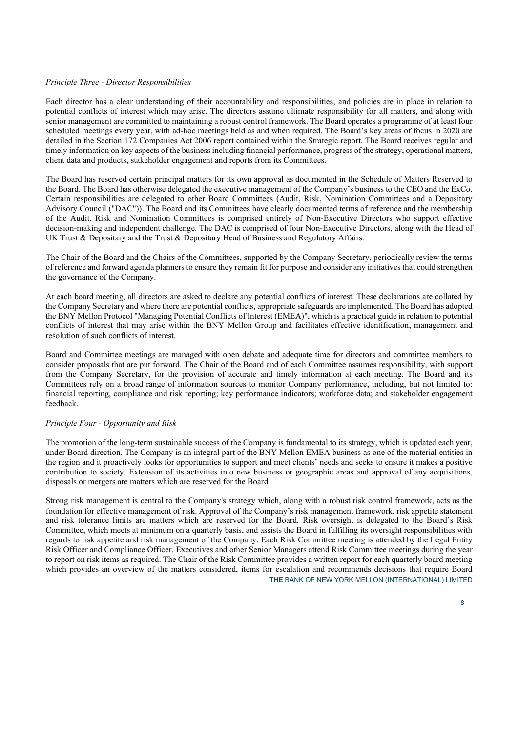*Principle Three - Director Responsibilities*

Each director has a clear understanding of their accountability and responsibilities, and policies are in place in relation to potential conflicts of interest which may arise. The directors assume ultimate responsibility for all matters, and along with senior management are committed to maintaining a robust control framework. The Board operates a programme of at least four scheduled meetings every year, with ad-hoc meetings held as and when required. The Board's key areas of focus in 2020 are detailed in the Section 172 Companies Act 2006 report contained within the Strategic report. The Board receives regular and timely information on key aspects of the business including financial performance, progress of the strategy, operational matters, client data and products, stakeholder engagement and reports from its Committees.

The Board has reserved certain principal matters for its own approval as documented in the Schedule of Matters Reserved to the Board. The Board has otherwise delegated the executive management of the Company's business to the CEO and the ExCo. Certain responsibilities are delegated to other Board Committees (Audit, Risk, Nomination Committees and a Depositary Advisory Council ("DAC")). The Board and its Committees have clearly documented terms of reference and the membership of the Audit, Risk and Nomination Committees is comprised entirely of Non-Executive Directors who support effective decision-making and independent challenge. The DAC is comprised of four Non-Executive Directors, along with the Head of UK Trust & Depositary and the Trust & Depositary Head of Business and Regulatory Affairs.

The Chair of the Board and the Chairs of the Committees, supported by the Company Secretary, periodically review the terms of reference and forward agenda planners to ensure they remain fit for purpose and consider any initiatives that could strengthen the governance of the Company.

At each board meeting, all directors are asked to declare any potential conflicts of interest. These declarations are collated by the Company Secretary and where there are potential conflicts, appropriate safeguards are implemented. The Board has adopted the BNY Mellon Protocol "Managing Potential Conflicts of Interest (EMEA)", which is a practical guide in relation to potential conflicts of interest that may arise within the BNY Mellon Group and facilitates effective identification, management and resolution of such conflicts of interest.

Board and Committee meetings are managed with open debate and adequate time for directors and committee members to consider proposals that are put forward. The Chair of the Board and of each Committee assumes responsibility, with support from the Company Secretary, for the provision of accurate and timely information at each meeting. The Board and its Committees rely on a broad range of information sources to monitor Company performance, including, but not limited to: financial reporting, compliance and risk reporting; key performance indicators; workforce data; and stakeholder engagement feedback.

*Principle Four - Opportunity and Risk*

The promotion of the long-term sustainable success of the Company is fundamental to its strategy, which is updated each year, under Board direction. The Company is an integral part of the BNY Mellon EMEA business as one of the material entities in the region and it proactively looks for opportunities to support and meet clients' needs and seeks to ensure it makes a positive contribution to society. Extension of its activities into new business or geographic areas and approval of any acquisitions, disposals or mergers are matters which are reserved for the Board.

Strong risk management is central to the Company's strategy which, along with a robust risk control framework, acts as the foundation for effective management of risk. Approval of the Company's risk management framework, risk appetite statement and risk tolerance limits are matters which are reserved for the Board. Risk oversight is delegated to the Board's Risk Committee, which meets at minimum on a quarterly basis, and assists the Board in fulfilling its oversight responsibilities with regards to risk appetite and risk management of the Company. Each Risk Committee meeting is attended by the Legal Entity Risk Officer and Compliance Officer. Executives and other Senior Managers attend Risk Committee meetings during the year to report on risk items as required. The Chair of the Risk Committee provides a written report for each quarterly board meeting which provides an overview of the matters considered, items for escalation and recommends decisions that require Board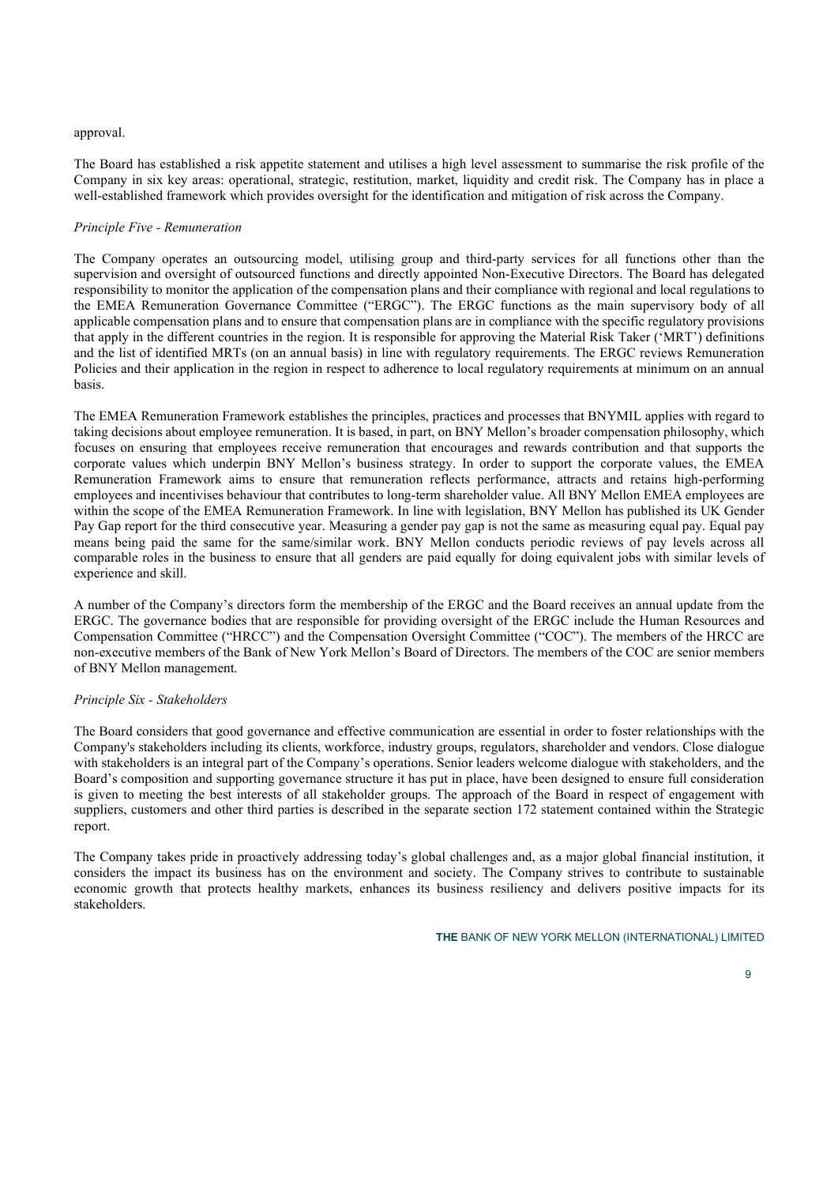approval.

The Board has established a risk appetite statement and utilises a high level assessment to summarise the risk profile of the Company in six key areas: operational, strategic, restitution, market, liquidity and credit risk. The Company has in place a well-established framework which provides oversight for the identification and mitigation of risk across the Company.

*Principle Five - Remuneration*

The Company operates an outsourcing model, utilising group and third-party services for all functions other than the supervision and oversight of outsourced functions and directly appointed Non-Executive Directors. The Board has delegated responsibility to monitor the application of the compensation plans and their compliance with regional and local regulations to the EMEA Remuneration Governance Committee ("ERGC"). The ERGC functions as the main supervisory body of all applicable compensation plans and to ensure that compensation plans are in compliance with the specific regulatory provisions that apply in the different countries in the region. It is responsible for approving the Material Risk Taker ('MRT') definitions and the list of identified MRTs (on an annual basis) in line with regulatory requirements. The ERGC reviews Remuneration Policies and their application in the region in respect to adherence to local regulatory requirements at minimum on an annual basis.

The EMEA Remuneration Framework establishes the principles, practices and processes that BNYMIL applies with regard to taking decisions about employee remuneration. It is based, in part, on BNY Mellon's broader compensation philosophy, which focuses on ensuring that employees receive remuneration that encourages and rewards contribution and that supports the corporate values which underpin BNY Mellon's business strategy. In order to support the corporate values, the EMEA Remuneration Framework aims to ensure that remuneration reflects performance, attracts and retains high-performing employees and incentivises behaviour that contributes to long-term shareholder value. All BNY Mellon EMEA employees are within the scope of the EMEA Remuneration Framework. In line with legislation, BNY Mellon has published its UK Gender Pay Gap report for the third consecutive year. Measuring a gender pay gap is not the same as measuring equal pay. Equal pay means being paid the same for the same/similar work. BNY Mellon conducts periodic reviews of pay levels across all comparable roles in the business to ensure that all genders are paid equally for doing equivalent jobs with similar levels of experience and skill.

A number of the Company's directors form the membership of the ERGC and the Board receives an annual update from the ERGC. The governance bodies that are responsible for providing oversight of the ERGC include the Human Resources and Compensation Committee ("HRCC") and the Compensation Oversight Committee ("COC"). The members of the HRCC are non-executive members of the Bank of New York Mellon's Board of Directors. The members of the COC are senior members of BNY Mellon management.

*Principle Six - Stakeholders*

The Board considers that good governance and effective communication are essential in order to foster relationships with the Company's stakeholders including its clients, workforce, industry groups, regulators, shareholder and vendors. Close dialogue with stakeholders is an integral part of the Company's operations. Senior leaders welcome dialogue with stakeholders, and the Board's composition and supporting governance structure it has put in place, have been designed to ensure full consideration is given to meeting the best interests of all stakeholder groups. The approach of the Board in respect of engagement with suppliers, customers and other third parties is described in the separate section 172 statement contained within the Strategic report.

The Company takes pride in proactively addressing today's global challenges and, as a major global financial institution, it considers the impact its business has on the environment and society. The Company strives to contribute to sustainable economic growth that protects healthy markets, enhances its business resiliency and delivers positive impacts for its stakeholders.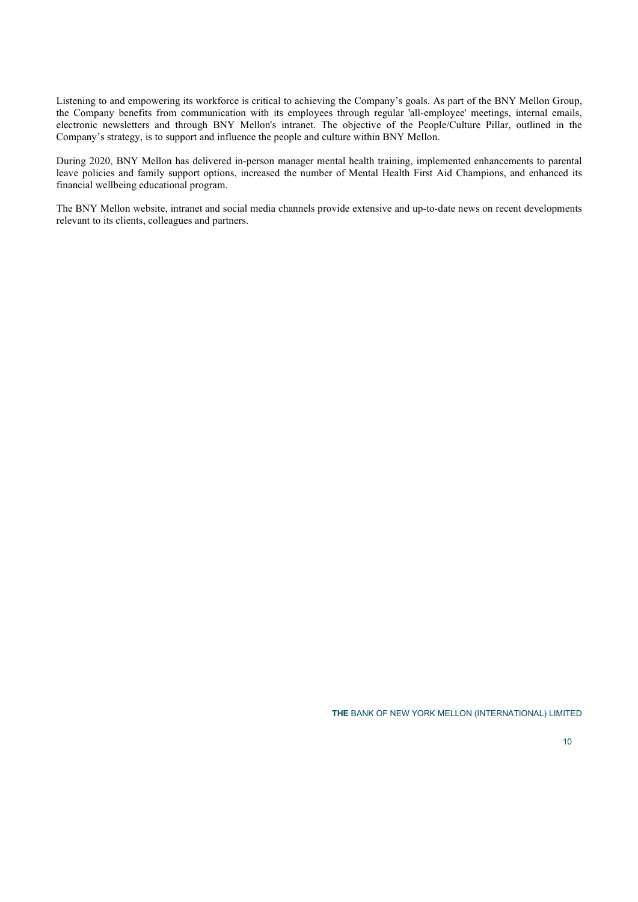Listening to and empowering its workforce is critical to achieving the Company's goals. As part of the BNY Mellon Group, the Company benefits from communication with its employees through regular 'all-employee' meetings, internal emails, electronic newsletters and through BNY Mellon's intranet. The objective of the People/Culture Pillar, outlined in the Company's strategy, is to support and influence the people and culture within BNY Mellon.

During 2020, BNY Mellon has delivered in-person manager mental health training, implemented enhancements to parental leave policies and family support options, increased the number of Mental Health First Aid Champions, and enhanced its financial wellbeing educational program.

The BNY Mellon website, intranet and social media channels provide extensive and up-to-date news on recent developments relevant to its clients, colleagues and partners.